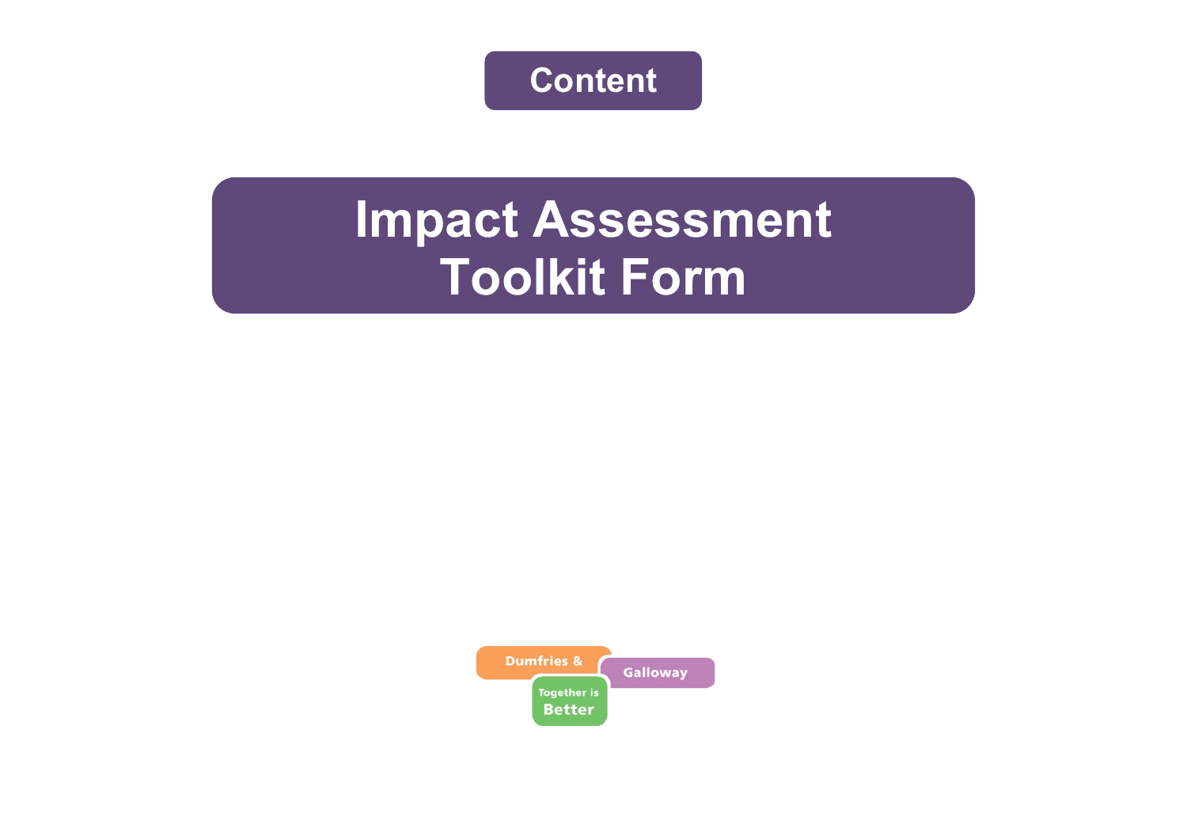Content

# Impact Assessment Toolkit Form

Dumfries & Galloway

Together is Better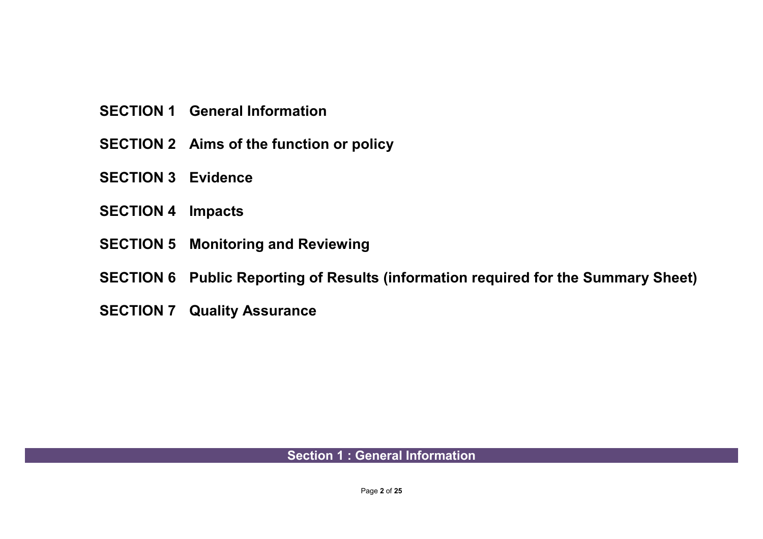**SECTION 1 General Information**

**SECTION 2 Aims of the function or policy**

**SECTION 3 Evidence**

**SECTION 4 Impacts**

**SECTION 5 Monitoring and Reviewing**

**SECTION 6 Public Reporting of Results (information required for the Summary Sheet)**

**SECTION 7 Quality Assurance**

## Section 1 : General Information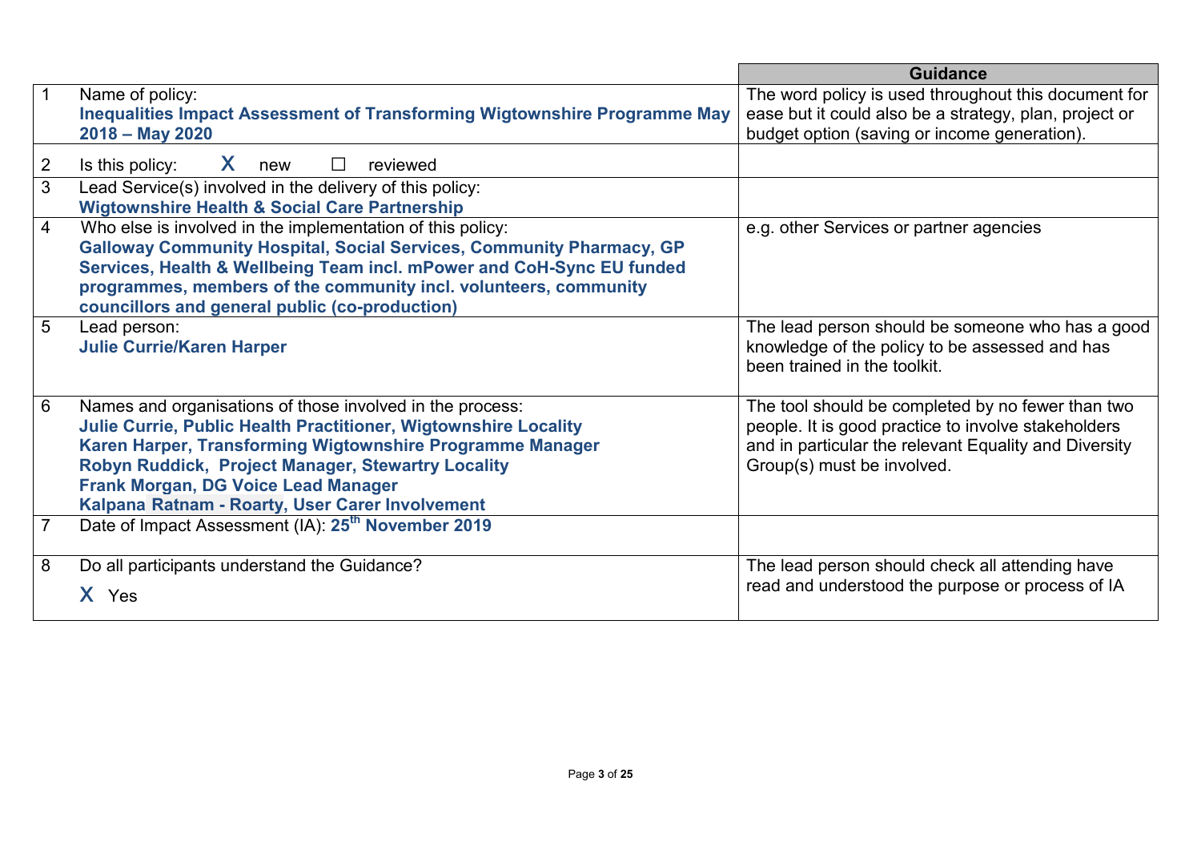| | | Guidance |
|---|---|---|
| 1 | Name of policy: **Inequalities Impact Assessment of Transforming Wigtownshire Programme May 2018 – May 2020** | The word policy is used throughout this document for ease but it could also be a strategy, plan, project or budget option (saving or income generation). |
| 2 | Is this policy: X new ☐ reviewed | |
| 3 | Lead Service(s) involved in the delivery of this policy: **Wigtownshire Health & Social Care Partnership** | |
| 4 | Who else is involved in the implementation of this policy: **Galloway Community Hospital, Social Services, Community Pharmacy, GP Services, Health & Wellbeing Team incl. mPower and CoH-Sync EU funded programmes, members of the community incl. volunteers, community councillors and general public (co-production)** | e.g. other Services or partner agencies |
| 5 | Lead person: **Julie Currie/Karen Harper** | The lead person should be someone who has a good knowledge of the policy to be assessed and has been trained in the toolkit. |
| 6 | Names and organisations of those involved in the process: **Julie Currie, Public Health Practitioner, Wigtownshire Locality** **Karen Harper, Transforming Wigtownshire Programme Manager** **Robyn Ruddick, Project Manager, Stewartry Locality** **Frank Morgan, DG Voice Lead Manager** **Kalpana Ratnam - Roarty, User Carer Involvement** | The tool should be completed by no fewer than two people. It is good practice to involve stakeholders and in particular the relevant Equality and Diversity Group(s) must be involved. |
| 7 | Date of Impact Assessment (IA): **25th November 2019** | |
| 8 | Do all participants understand the Guidance? X Yes | The lead person should check all attending have read and understood the purpose or process of IA |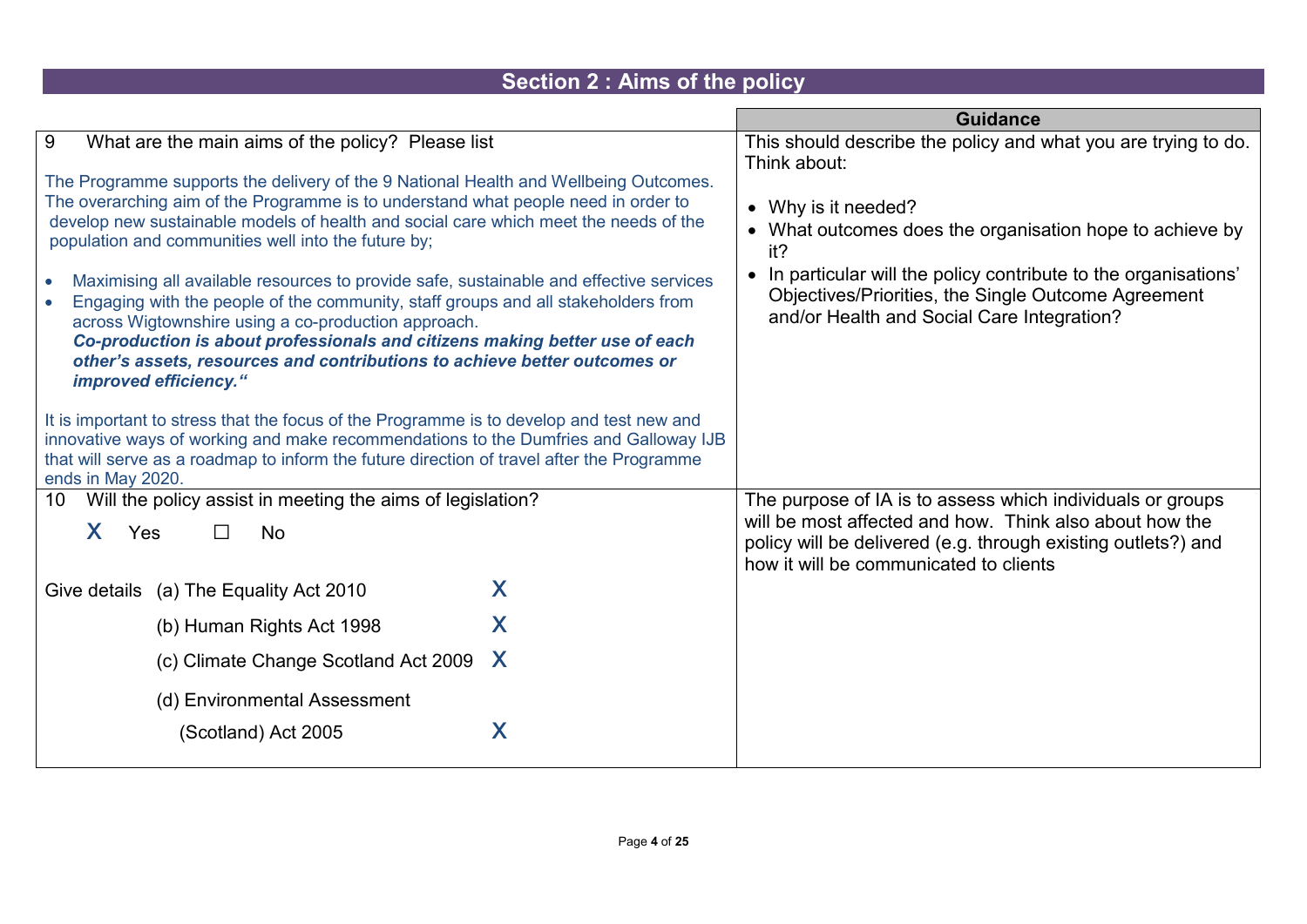## Section 2 : Aims of the policy

| | Guidance |
|---|---|
| 9 What are the main aims of the policy? Please list<br><br>The Programme supports the delivery of the 9 National Health and Wellbeing Outcomes. The overarching aim of the Programme is to understand what people need in order to develop new sustainable models of health and social care which meet the needs of the population and communities well into the future by;<br><br>• Maximising all available resources to provide safe, sustainable and effective services<br>• Engaging with the people of the community, staff groups and all stakeholders from across Wigtownshire using a co-production approach.<br>***Co-production is about professionals and citizens making better use of each other's assets, resources and contributions to achieve better outcomes or improved efficiency."***<br><br>It is important to stress that the focus of the Programme is to develop and test new and innovative ways of working and make recommendations to the Dumfries and Galloway IJB that will serve as a roadmap to inform the future direction of travel after the Programme ends in May 2020. | This should describe the policy and what you are trying to do. Think about:<br><br>• Why is it needed?<br>• What outcomes does the organisation hope to achieve by it?<br>• In particular will the policy contribute to the organisations' Objectives/Priorities, the Single Outcome Agreement and/or Health and Social Care Integration? |
| 10 Will the policy assist in meeting the aims of legislation?<br><br>X Yes ☐ No<br><br>Give details (a) The Equality Act 2010 X<br>(b) Human Rights Act 1998 X<br>(c) Climate Change Scotland Act 2009 X<br>(d) Environmental Assessment (Scotland) Act 2005 X | The purpose of IA is to assess which individuals or groups will be most affected and how. Think also about how the policy will be delivered (e.g. through existing outlets?) and how it will be communicated to clients |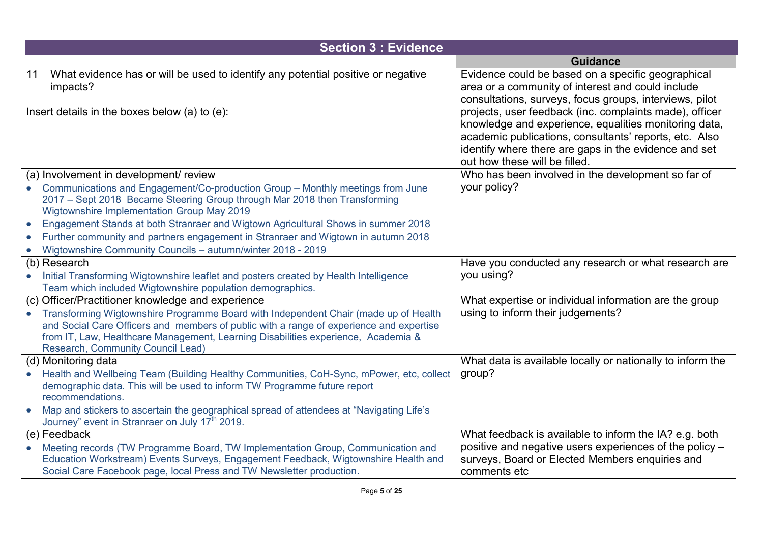## Section 3 : Evidence

| | Guidance |
|---|---|
| 11 What evidence has or will be used to identify any potential positive or negative impacts?<br><br>Insert details in the boxes below (a) to (e): | Evidence could be based on a specific geographical area or a community of interest and could include consultations, surveys, focus groups, interviews, pilot projects, user feedback (inc. complaints made), officer knowledge and experience, equalities monitoring data, academic publications, consultants' reports, etc. Also identify where there are gaps in the evidence and set out how these will be filled. |
| (a) Involvement in development/ review<br>• Communications and Engagement/Co-production Group – Monthly meetings from June 2017 – Sept 2018 Became Steering Group through Mar 2018 then Transforming Wigtownshire Implementation Group May 2019<br>• Engagement Stands at both Stranraer and Wigtown Agricultural Shows in summer 2018<br>• Further community and partners engagement in Stranraer and Wigtown in autumn 2018<br>• Wigtownshire Community Councils – autumn/winter 2018 - 2019 | Who has been involved in the development so far of your policy? |
| (b) Research<br>• Initial Transforming Wigtownshire leaflet and posters created by Health Intelligence Team which included Wigtownshire population demographics. | Have you conducted any research or what research are you using? |
| (c) Officer/Practitioner knowledge and experience<br>• Transforming Wigtownshire Programme Board with Independent Chair (made up of Health and Social Care Officers and members of public with a range of experience and expertise from IT, Law, Healthcare Management, Learning Disabilities experience, Academia & Research, Community Council Lead) | What expertise or individual information are the group using to inform their judgements? |
| (d) Monitoring data<br>• Health and Wellbeing Team (Building Healthy Communities, CoH-Sync, mPower, etc, collect demographic data. This will be used to inform TW Programme future report recommendations.<br>• Map and stickers to ascertain the geographical spread of attendees at "Navigating Life's Journey" event in Stranraer on July 17th 2019. | What data is available locally or nationally to inform the group? |
| (e) Feedback<br>• Meeting records (TW Programme Board, TW Implementation Group, Communication and Education Workstream) Events Surveys, Engagement Feedback, Wigtownshire Health and Social Care Facebook page, local Press and TW Newsletter production. | What feedback is available to inform the IA? e.g. both positive and negative users experiences of the policy – surveys, Board or Elected Members enquiries and comments etc |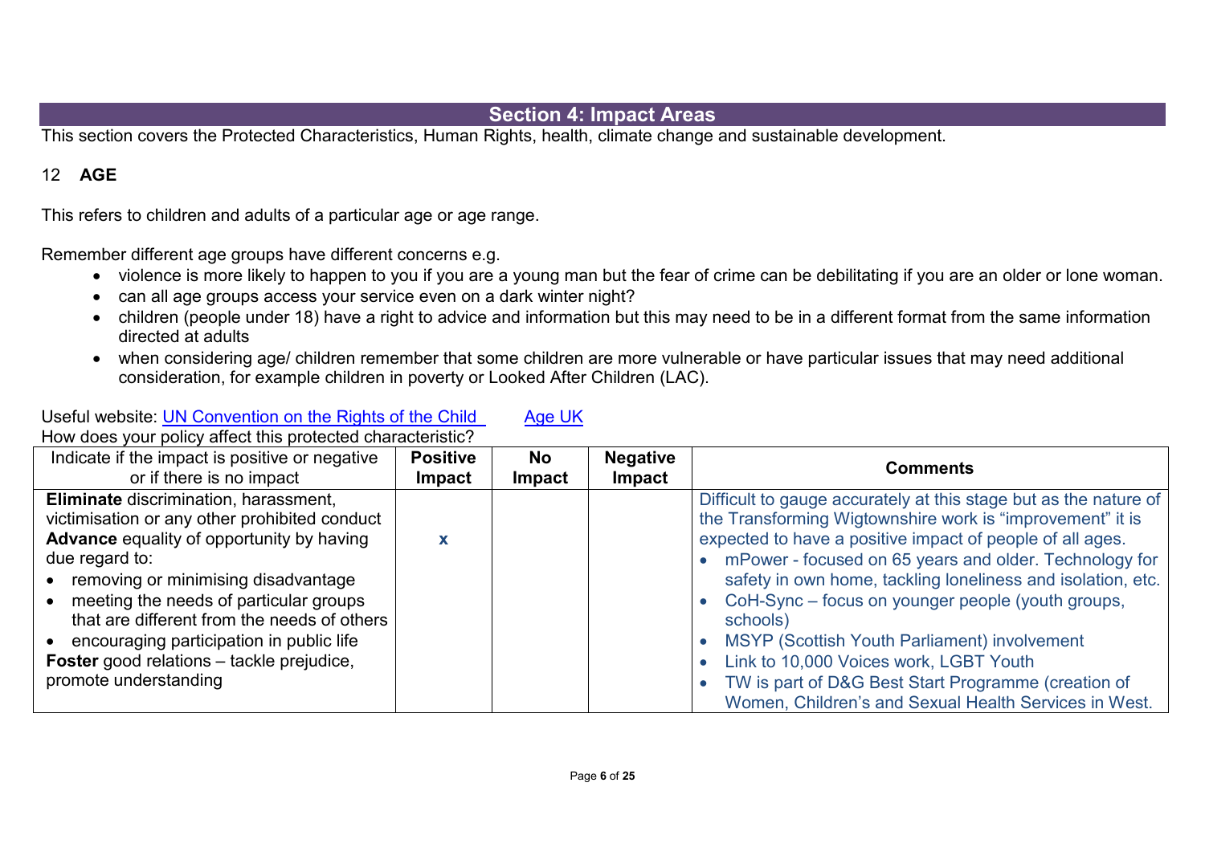## Section 4: Impact Areas

This section covers the Protected Characteristics, Human Rights, health, climate change and sustainable development.

### 12 AGE

This refers to children and adults of a particular age or age range.

Remember different age groups have different concerns e.g.

- violence is more likely to happen to you if you are a young man but the fear of crime can be debilitating if you are an older or lone woman.
- can all age groups access your service even on a dark winter night?
- children (people under 18) have a right to advice and information but this may need to be in a different format from the same information directed at adults
- when considering age/ children remember that some children are more vulnerable or have particular issues that may need additional consideration, for example children in poverty or Looked After Children (LAC).

Useful website: [UN Convention on the Rights of the Child](#) [Age UK](#)

How does your policy affect this protected characteristic?

| Indicate if the impact is positive or negative or if there is no impact | Positive Impact | No Impact | Negative Impact | Comments |
|---|---|---|---|---|
| **Eliminate** discrimination, harassment, victimisation or any other prohibited conduct<br>**Advance** equality of opportunity by having due regard to:<br>• removing or minimising disadvantage<br>• meeting the needs of particular groups that are different from the needs of others<br>• encouraging participation in public life<br>**Foster** good relations – tackle prejudice, promote understanding | x | | | Difficult to gauge accurately at this stage but as the nature of the Transforming Wigtownshire work is "improvement" it is expected to have a positive impact of people of all ages.<br>• mPower - focused on 65 years and older. Technology for safety in own home, tackling loneliness and isolation, etc.<br>• CoH-Sync – focus on younger people (youth groups, schools)<br>• MSYP (Scottish Youth Parliament) involvement<br>• Link to 10,000 Voices work, LGBT Youth<br>• TW is part of D&G Best Start Programme (creation of Women, Children's and Sexual Health Services in West. |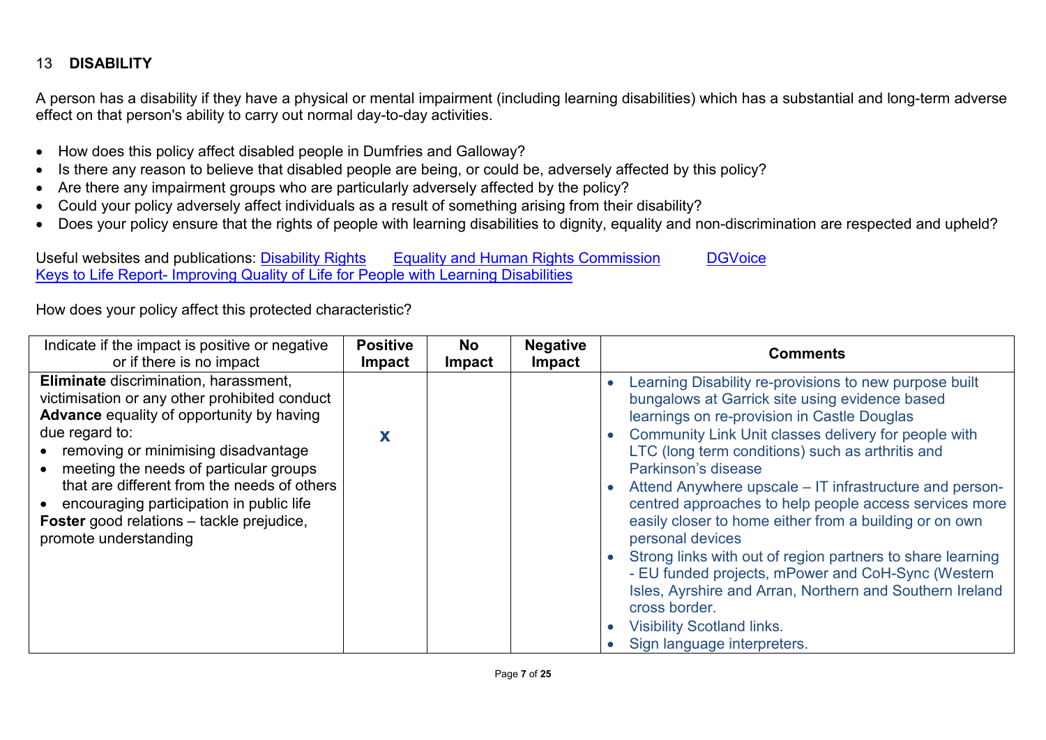## 13 DISABILITY

A person has a disability if they have a physical or mental impairment (including learning disabilities) which has a substantial and long-term adverse effect on that person's ability to carry out normal day-to-day activities.

- How does this policy affect disabled people in Dumfries and Galloway?
- Is there any reason to believe that disabled people are being, or could be, adversely affected by this policy?
- Are there any impairment groups who are particularly adversely affected by the policy?
- Could your policy adversely affect individuals as a result of something arising from their disability?
- Does your policy ensure that the rights of people with learning disabilities to dignity, equality and non-discrimination are respected and upheld?

Useful websites and publications: Disability Rights Equality and Human Rights Commission DGVoice
Keys to Life Report- Improving Quality of Life for People with Learning Disabilities

How does your policy affect this protected characteristic?

| Indicate if the impact is positive or negative or if there is no impact | Positive Impact | No Impact | Negative Impact | Comments |
|---|---|---|---|---|
| **Eliminate** discrimination, harassment, victimisation or any other prohibited conduct<br>**Advance** equality of opportunity by having due regard to:<br>• removing or minimising disadvantage<br>• meeting the needs of particular groups that are different from the needs of others<br>• encouraging participation in public life<br>**Foster** good relations – tackle prejudice, promote understanding | X | | | • Learning Disability re-provisions to new purpose built bungalows at Garrick site using evidence based learnings on re-provision in Castle Douglas<br>• Community Link Unit classes delivery for people with LTC (long term conditions) such as arthritis and Parkinson's disease<br>• Attend Anywhere upscale – IT infrastructure and person-centred approaches to help people access services more easily closer to home either from a building or on own personal devices<br>• Strong links with out of region partners to share learning - EU funded projects, mPower and CoH-Sync (Western Isles, Ayrshire and Arran, Northern and Southern Ireland cross border.<br>• Visibility Scotland links.<br>• Sign language interpreters. |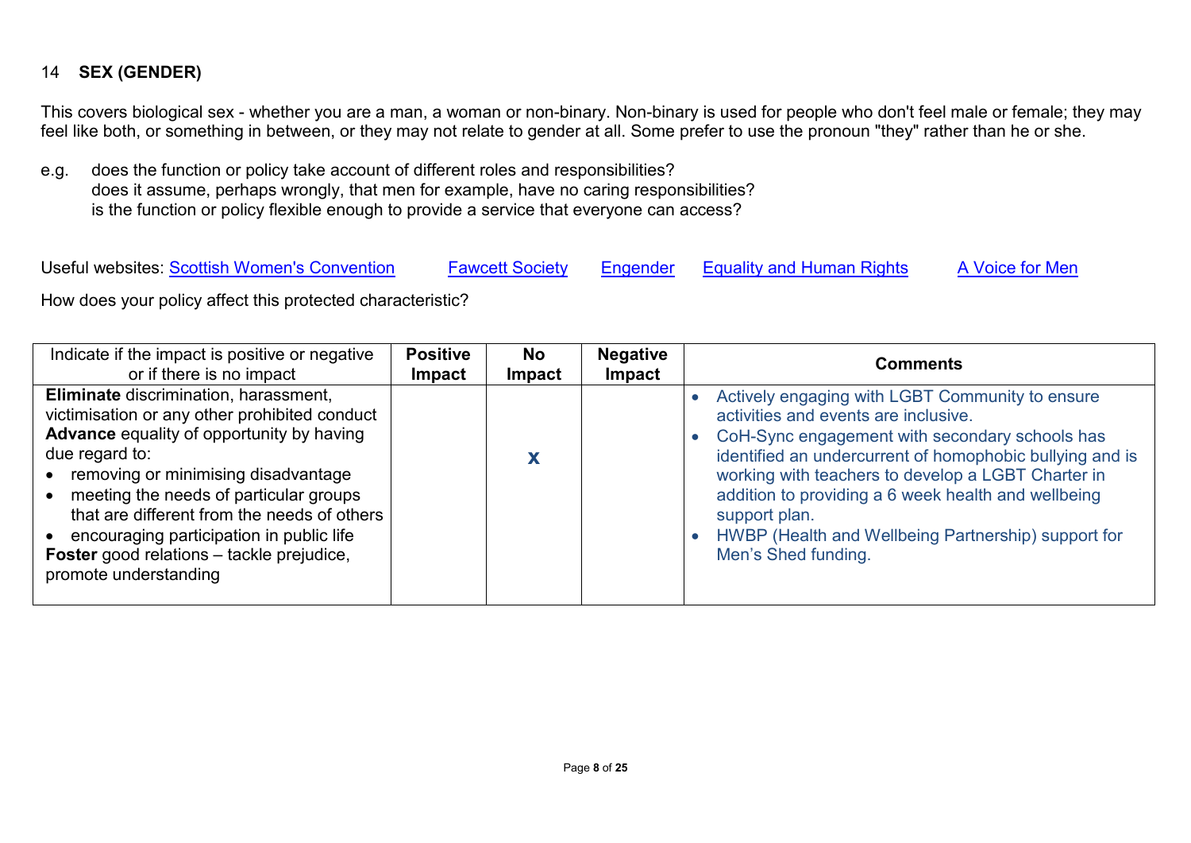## 14 SEX (GENDER)

This covers biological sex - whether you are a man, a woman or non-binary. Non-binary is used for people who don't feel male or female; they may feel like both, or something in between, or they may not relate to gender at all. Some prefer to use the pronoun "they" rather than he or she.

e.g. does the function or policy take account of different roles and responsibilities?
does it assume, perhaps wrongly, that men for example, have no caring responsibilities?
is the function or policy flexible enough to provide a service that everyone can access?

Useful websites: Scottish Women's Convention    Fawcett Society    Engender    Equality and Human Rights    A Voice for Men

How does your policy affect this protected characteristic?

| Indicate if the impact is positive or negative or if there is no impact | Positive Impact | No Impact | Negative Impact | Comments |
|---|---|---|---|---|
| **Eliminate** discrimination, harassment, victimisation or any other prohibited conduct<br>**Advance** equality of opportunity by having due regard to:<br>• removing or minimising disadvantage<br>• meeting the needs of particular groups that are different from the needs of others<br>• encouraging participation in public life<br>**Foster** good relations – tackle prejudice, promote understanding | | x | | • Actively engaging with LGBT Community to ensure activities and events are inclusive.<br>• CoH-Sync engagement with secondary schools has identified an undercurrent of homophobic bullying and is working with teachers to develop a LGBT Charter in addition to providing a 6 week health and wellbeing support plan.<br>• HWBP (Health and Wellbeing Partnership) support for Men's Shed funding. |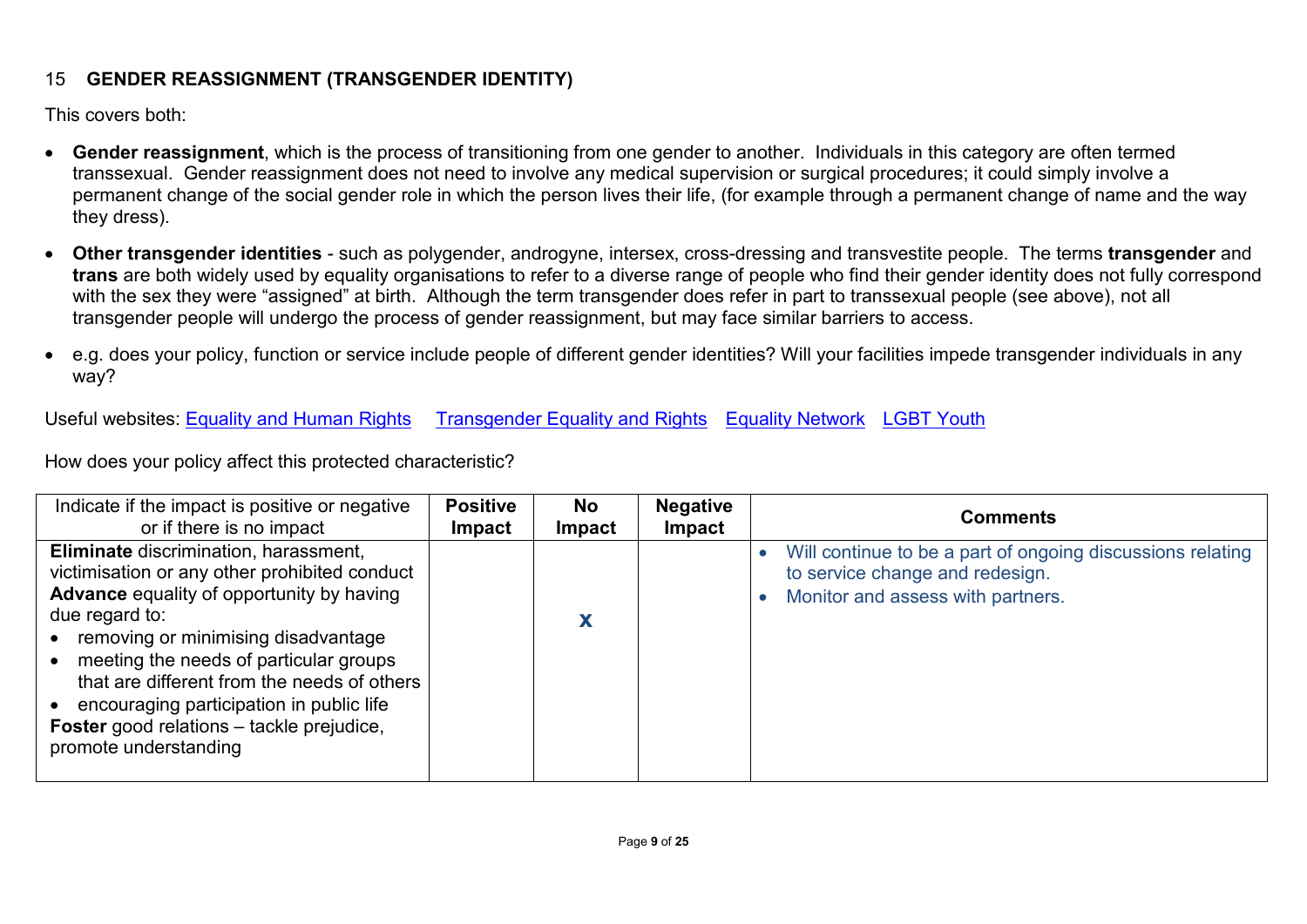## 15 GENDER REASSIGNMENT (TRANSGENDER IDENTITY)

This covers both:

- **Gender reassignment**, which is the process of transitioning from one gender to another. Individuals in this category are often termed transsexual. Gender reassignment does not need to involve any medical supervision or surgical procedures; it could simply involve a permanent change of the social gender role in which the person lives their life, (for example through a permanent change of name and the way they dress).
- **Other transgender identities** - such as polygender, androgyne, intersex, cross-dressing and transvestite people. The terms **transgender** and **trans** are both widely used by equality organisations to refer to a diverse range of people who find their gender identity does not fully correspond with the sex they were "assigned" at birth. Although the term transgender does refer in part to transsexual people (see above), not all transgender people will undergo the process of gender reassignment, but may face similar barriers to access.
- e.g. does your policy, function or service include people of different gender identities? Will your facilities impede transgender individuals in any way?

Useful websites: Equality and Human Rights   Transgender Equality and Rights   Equality Network   LGBT Youth

How does your policy affect this protected characteristic?

| Indicate if the impact is positive or negative or if there is no impact | Positive Impact | No Impact | Negative Impact | Comments |
|---|---|---|---|---|
| **Eliminate** discrimination, harassment, victimisation or any other prohibited conduct<br>**Advance** equality of opportunity by having due regard to:<br>• removing or minimising disadvantage<br>• meeting the needs of particular groups that are different from the needs of others<br>• encouraging participation in public life<br>**Foster** good relations – tackle prejudice, promote understanding | | x | | • Will continue to be a part of ongoing discussions relating to service change and redesign.<br>• Monitor and assess with partners. |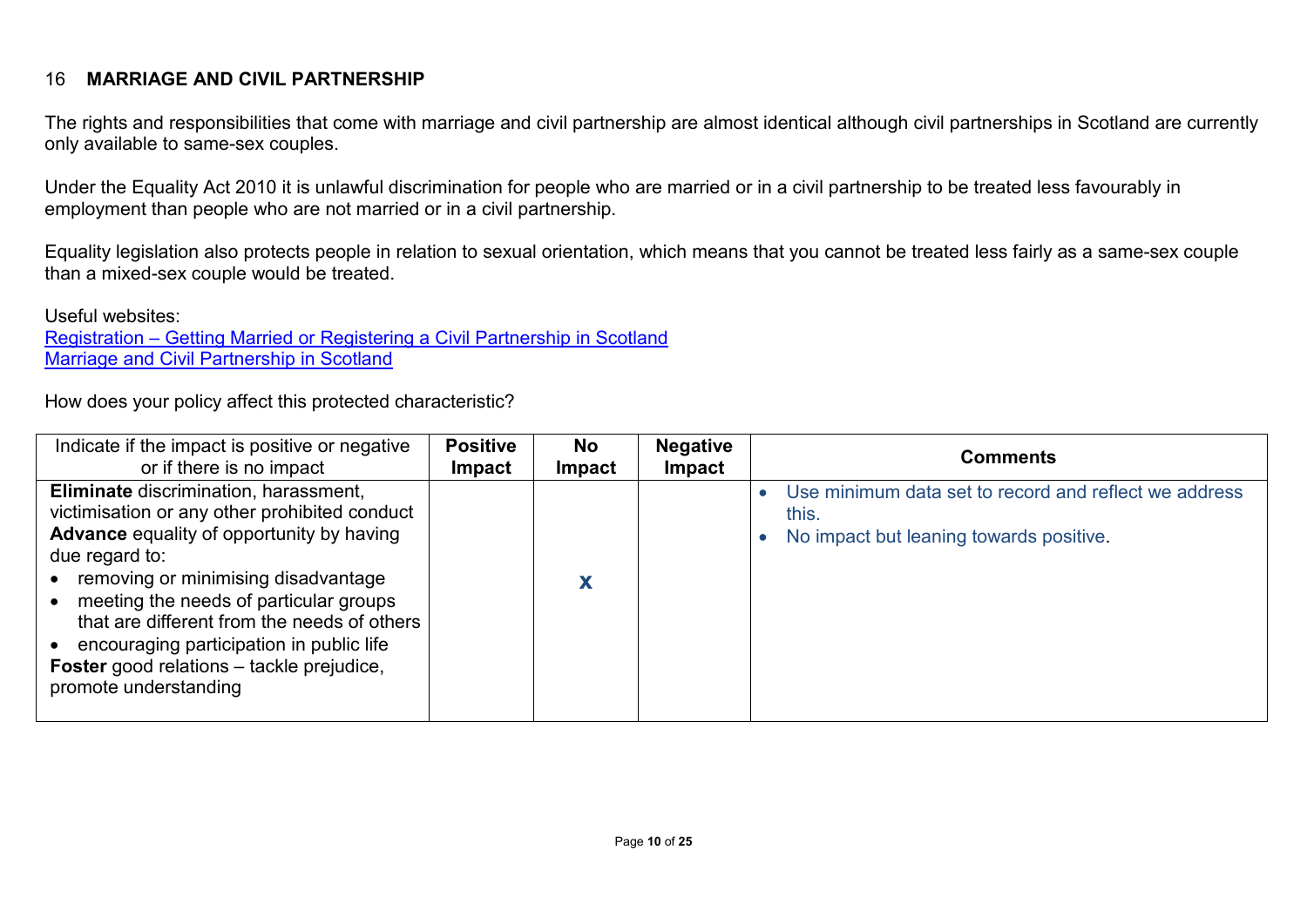## 16 MARRIAGE AND CIVIL PARTNERSHIP

The rights and responsibilities that come with marriage and civil partnership are almost identical although civil partnerships in Scotland are currently only available to same-sex couples.

Under the Equality Act 2010 it is unlawful discrimination for people who are married or in a civil partnership to be treated less favourably in employment than people who are not married or in a civil partnership.

Equality legislation also protects people in relation to sexual orientation, which means that you cannot be treated less fairly as a same-sex couple than a mixed-sex couple would be treated.

Useful websites:
Registration – Getting Married or Registering a Civil Partnership in Scotland
Marriage and Civil Partnership in Scotland

How does your policy affect this protected characteristic?

| Indicate if the impact is positive or negative or if there is no impact | Positive Impact | No Impact | Negative Impact | Comments |
|---|---|---|---|---|
| **Eliminate** discrimination, harassment, victimisation or any other prohibited conduct<br>**Advance** equality of opportunity by having due regard to:<br>• removing or minimising disadvantage<br>• meeting the needs of particular groups that are different from the needs of others<br>• encouraging participation in public life<br>**Foster** good relations – tackle prejudice, promote understanding | | x | | • Use minimum data set to record and reflect we address this.<br>• No impact but leaning towards positive. |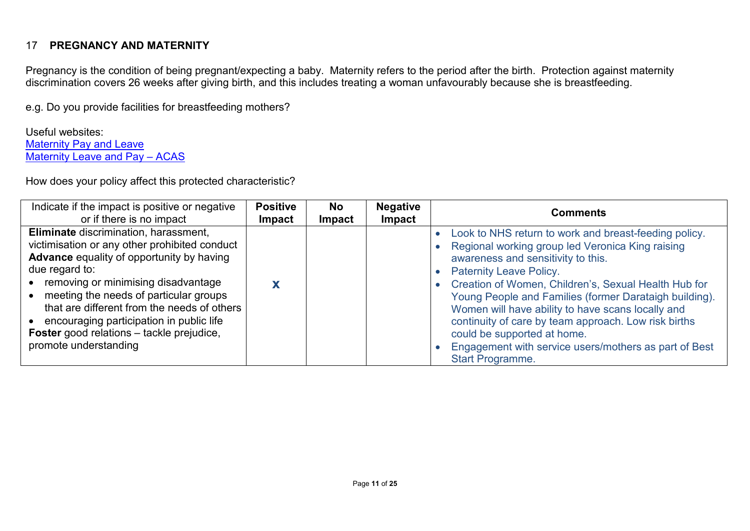## 17 PREGNANCY AND MATERNITY

Pregnancy is the condition of being pregnant/expecting a baby. Maternity refers to the period after the birth. Protection against maternity discrimination covers 26 weeks after giving birth, and this includes treating a woman unfavourably because she is breastfeeding.

e.g. Do you provide facilities for breastfeeding mothers?

Useful websites:
Maternity Pay and Leave
Maternity Leave and Pay – ACAS

How does your policy affect this protected characteristic?

| Indicate if the impact is positive or negative or if there is no impact | Positive Impact | No Impact | Negative Impact | Comments |
|---|---|---|---|---|
| **Eliminate** discrimination, harassment, victimisation or any other prohibited conduct<br>**Advance** equality of opportunity by having due regard to:<br>• removing or minimising disadvantage<br>• meeting the needs of particular groups that are different from the needs of others<br>• encouraging participation in public life<br>**Foster** good relations – tackle prejudice, promote understanding | X | | | • Look to NHS return to work and breast-feeding policy.<br>• Regional working group led Veronica King raising awareness and sensitivity to this.<br>• Paternity Leave Policy.<br>• Creation of Women, Children's, Sexual Health Hub for Young People and Families (former Darataigh building). Women will have ability to have scans locally and continuity of care by team approach. Low risk births could be supported at home.<br>• Engagement with service users/mothers as part of Best Start Programme. |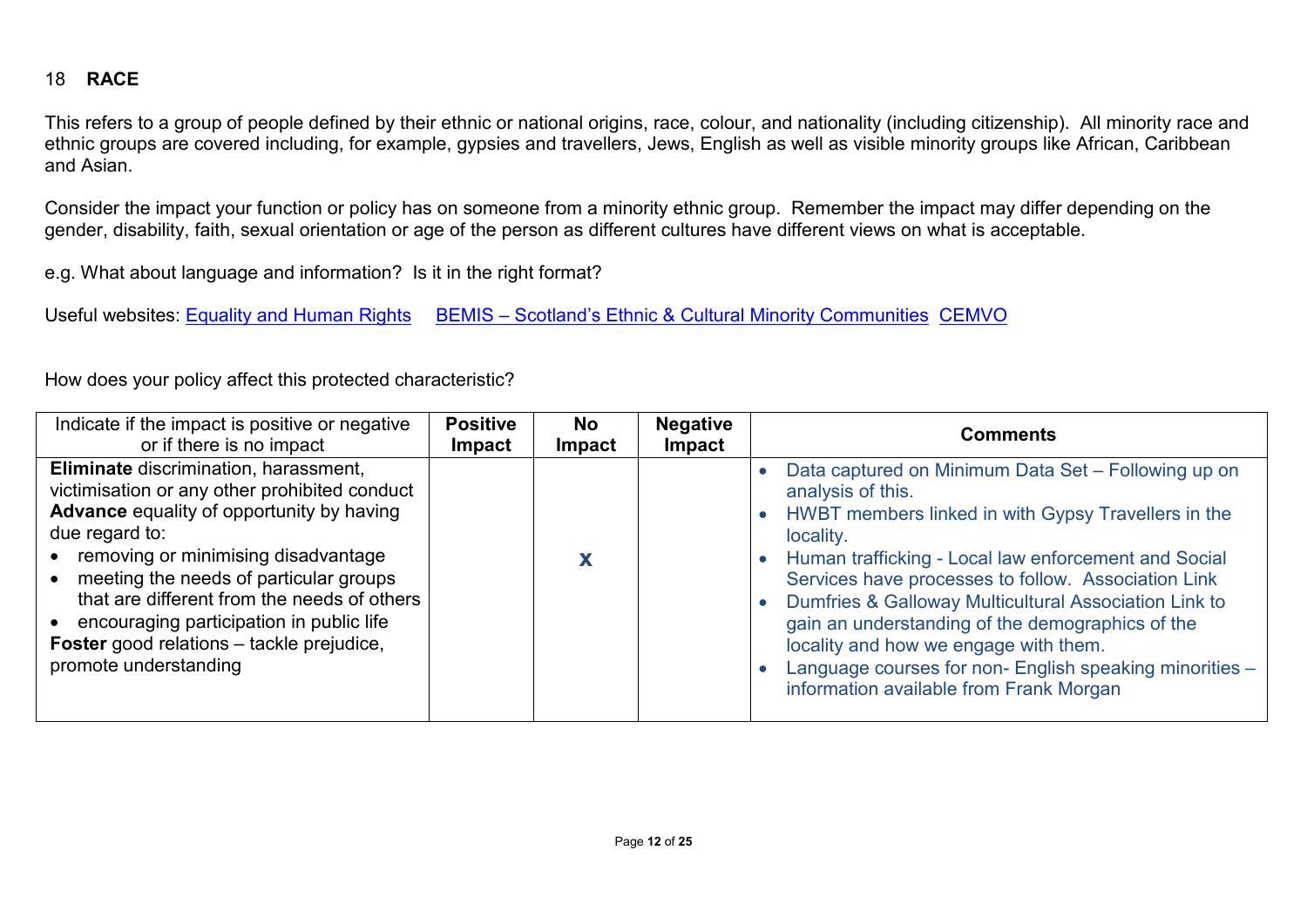## 18 RACE

This refers to a group of people defined by their ethnic or national origins, race, colour, and nationality (including citizenship). All minority race and ethnic groups are covered including, for example, gypsies and travellers, Jews, English as well as visible minority groups like African, Caribbean and Asian.

Consider the impact your function or policy has on someone from a minority ethnic group. Remember the impact may differ depending on the gender, disability, faith, sexual orientation or age of the person as different cultures have different views on what is acceptable.

e.g. What about language and information? Is it in the right format?

Useful websites: [Equality and Human Rights](#) [BEMIS – Scotland's Ethnic & Cultural Minority Communities](#) [CEMVO](#)

How does your policy affect this protected characteristic?

| Indicate if the impact is positive or negative or if there is no impact | Positive Impact | No Impact | Negative Impact | Comments |
|---|---|---|---|---|
| **Eliminate** discrimination, harassment, victimisation or any other prohibited conduct<br>**Advance** equality of opportunity by having due regard to:<br>• removing or minimising disadvantage<br>• meeting the needs of particular groups that are different from the needs of others<br>• encouraging participation in public life<br>**Foster** good relations – tackle prejudice, promote understanding | | x | | • Data captured on Minimum Data Set – Following up on analysis of this.<br>• HWBT members linked in with Gypsy Travellers in the locality.<br>• Human trafficking - Local law enforcement and Social Services have processes to follow. Association Link<br>• Dumfries & Galloway Multicultural Association Link to gain an understanding of the demographics of the locality and how we engage with them.<br>• Language courses for non- English speaking minorities – information available from Frank Morgan |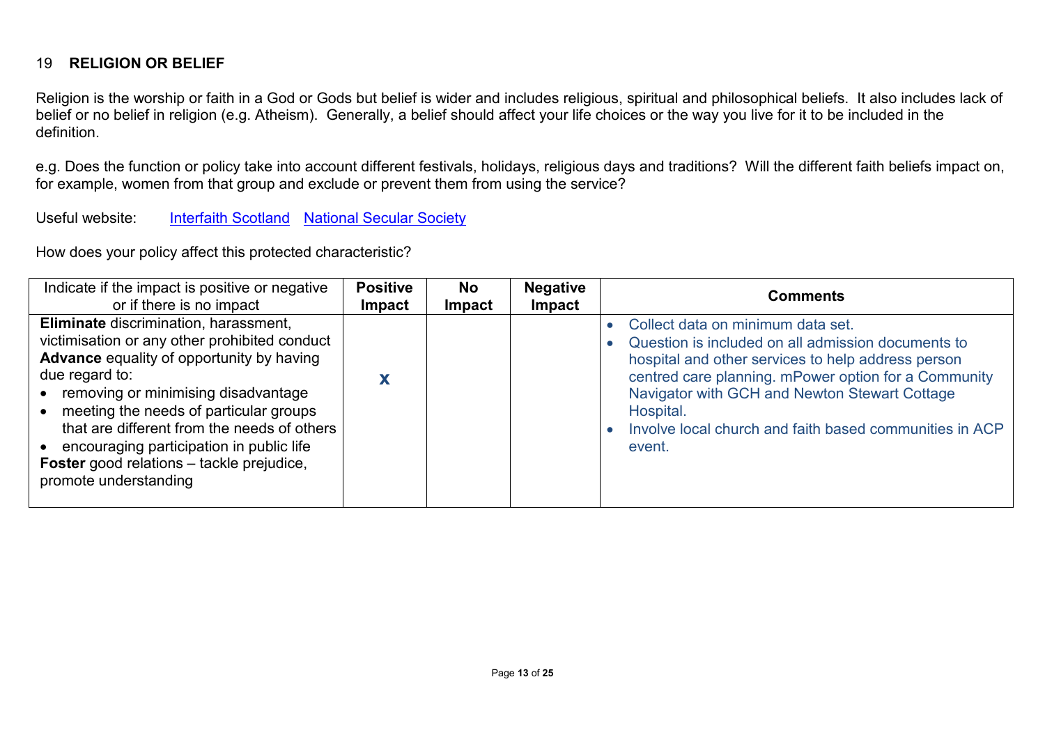## 19 RELIGION OR BELIEF

Religion is the worship or faith in a God or Gods but belief is wider and includes religious, spiritual and philosophical beliefs. It also includes lack of belief or no belief in religion (e.g. Atheism). Generally, a belief should affect your life choices or the way you live for it to be included in the definition.

e.g. Does the function or policy take into account different festivals, holidays, religious days and traditions? Will the different faith beliefs impact on, for example, women from that group and exclude or prevent them from using the service?

Useful website: Interfaith Scotland National Secular Society

How does your policy affect this protected characteristic?

| Indicate if the impact is positive or negative or if there is no impact | Positive Impact | No Impact | Negative Impact | Comments |
|---|---|---|---|---|
| **Eliminate** discrimination, harassment, victimisation or any other prohibited conduct<br>**Advance** equality of opportunity by having due regard to:<br>• removing or minimising disadvantage<br>• meeting the needs of particular groups that are different from the needs of others<br>• encouraging participation in public life<br>**Foster** good relations – tackle prejudice, promote understanding | x | | | • Collect data on minimum data set.<br>• Question is included on all admission documents to hospital and other services to help address person centred care planning. mPower option for a Community Navigator with GCH and Newton Stewart Cottage Hospital.<br>• Involve local church and faith based communities in ACP event. |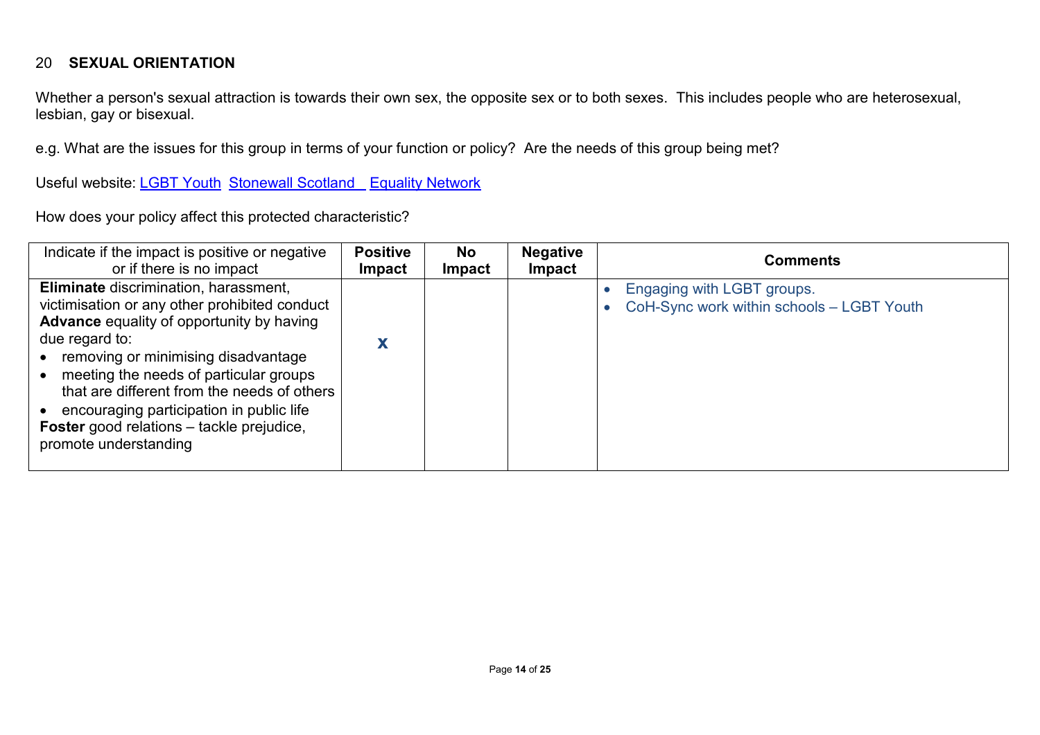## 20 SEXUAL ORIENTATION

Whether a person's sexual attraction is towards their own sex, the opposite sex or to both sexes. This includes people who are heterosexual, lesbian, gay or bisexual.

e.g. What are the issues for this group in terms of your function or policy? Are the needs of this group being met?

Useful website: LGBT Youth Stonewall Scotland Equality Network

How does your policy affect this protected characteristic?

| Indicate if the impact is positive or negative or if there is no impact | Positive Impact | No Impact | Negative Impact | Comments |
|---|---|---|---|---|
| **Eliminate** discrimination, harassment, victimisation or any other prohibited conduct<br>**Advance** equality of opportunity by having due regard to:<br>• removing or minimising disadvantage<br>• meeting the needs of particular groups that are different from the needs of others<br>• encouraging participation in public life<br>**Foster** good relations – tackle prejudice, promote understanding | x | | | • Engaging with LGBT groups.<br>• CoH-Sync work within schools – LGBT Youth |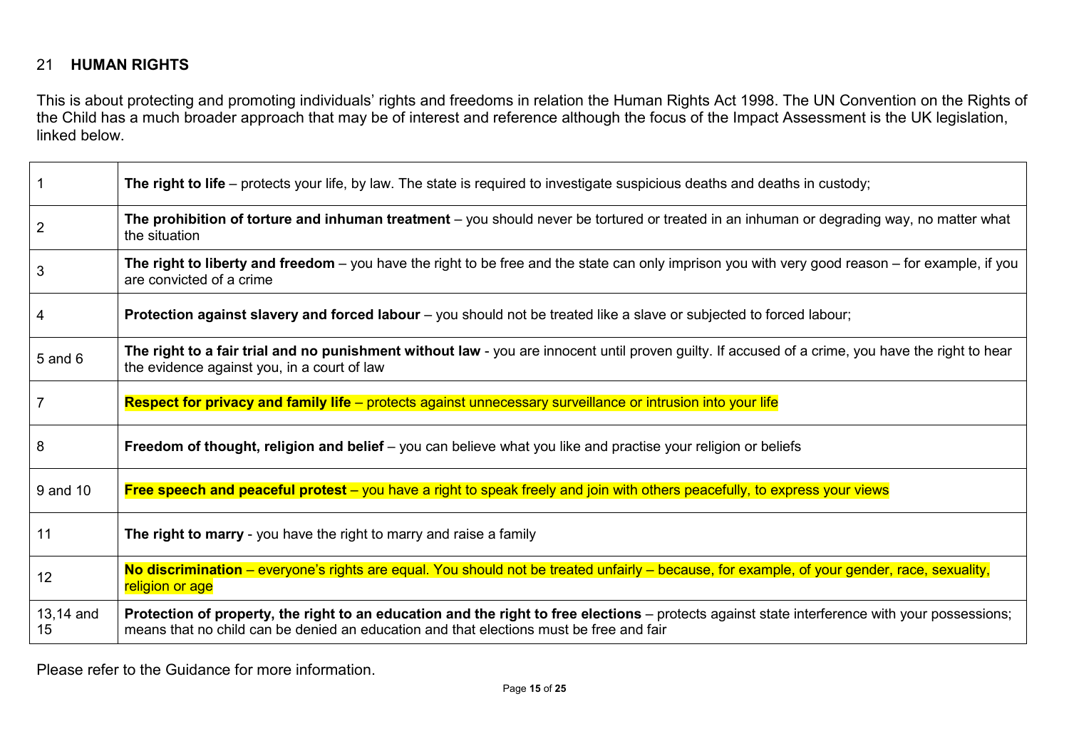## 21 HUMAN RIGHTS

This is about protecting and promoting individuals' rights and freedoms in relation the Human Rights Act 1998. The UN Convention on the Rights of the Child has a much broader approach that may be of interest and reference although the focus of the Impact Assessment is the UK legislation, linked below.

| | |
|---|---|
| 1 | **The right to life** – protects your life, by law. The state is required to investigate suspicious deaths and deaths in custody; |
| 2 | **The prohibition of torture and inhuman treatment** – you should never be tortured or treated in an inhuman or degrading way, no matter what the situation |
| 3 | **The right to liberty and freedom** – you have the right to be free and the state can only imprison you with very good reason – for example, if you are convicted of a crime |
| 4 | **Protection against slavery and forced labour** – you should not be treated like a slave or subjected to forced labour; |
| 5 and 6 | **The right to a fair trial and no punishment without law** - you are innocent until proven guilty. If accused of a crime, you have the right to hear the evidence against you, in a court of law |
| 7 | **Respect for privacy and family life** – protects against unnecessary surveillance or intrusion into your life |
| 8 | **Freedom of thought, religion and belief** – you can believe what you like and practise your religion or beliefs |
| 9 and 10 | **Free speech and peaceful protest** – you have a right to speak freely and join with others peacefully, to express your views |
| 11 | **The right to marry** - you have the right to marry and raise a family |
| 12 | **No discrimination** – everyone's rights are equal. You should not be treated unfairly – because, for example, of your gender, race, sexuality, religion or age |
| 13,14 and 15 | **Protection of property, the right to an education and the right to free elections** – protects against state interference with your possessions; means that no child can be denied an education and that elections must be free and fair |

Please refer to the Guidance for more information.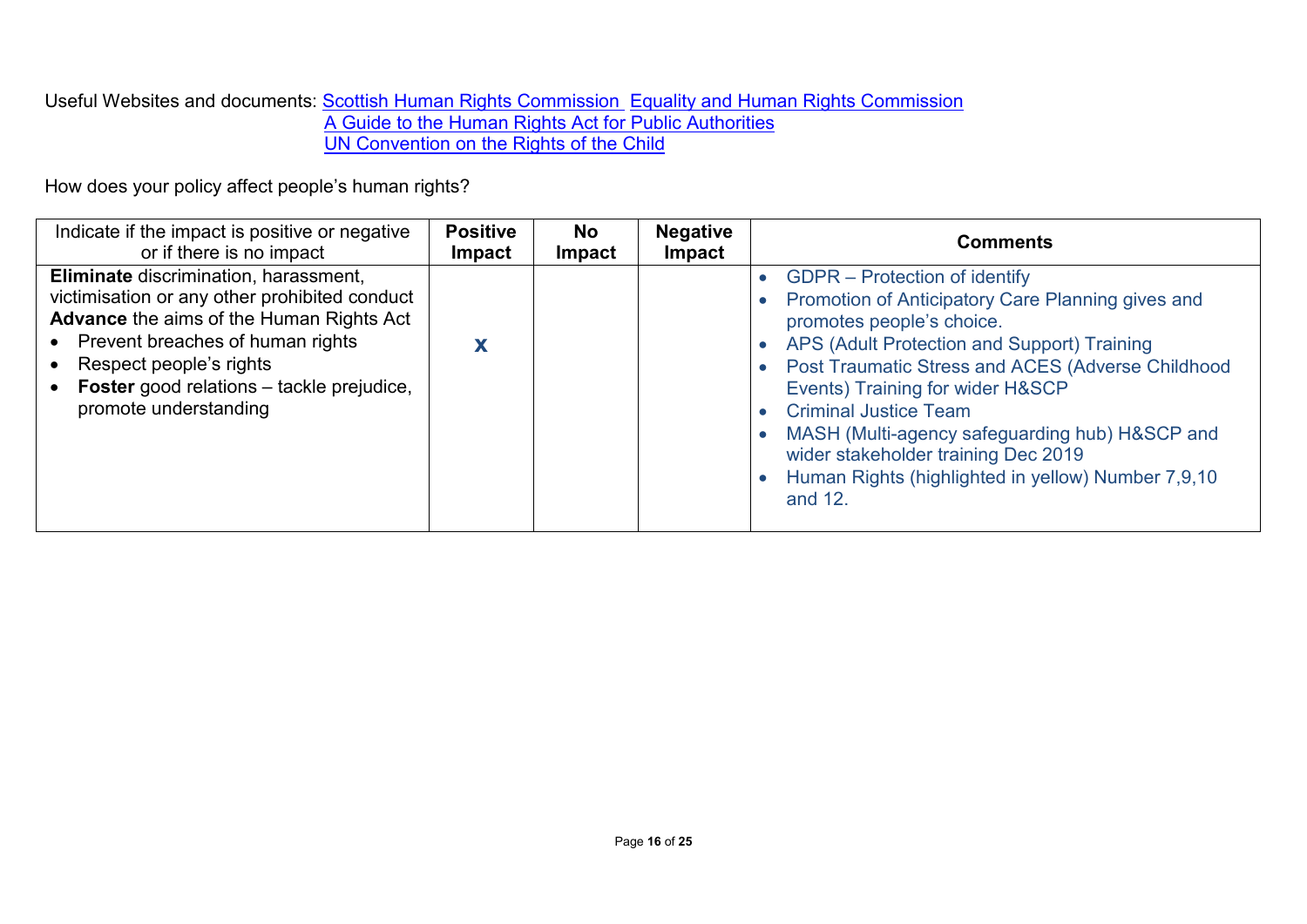Useful Websites and documents: [Scottish Human Rights Commission](#) [Equality and Human Rights Commission](#)
[A Guide to the Human Rights Act for Public Authorities](#)
[UN Convention on the Rights of the Child](#)

How does your policy affect people's human rights?

| Indicate if the impact is positive or negative or if there is no impact | Positive Impact | No Impact | Negative Impact | Comments |
|---|---|---|---|---|
| **Eliminate** discrimination, harassment, victimisation or any other prohibited conduct<br>**Advance** the aims of the Human Rights Act<br>• Prevent breaches of human rights<br>• Respect people's rights<br>• **Foster** good relations – tackle prejudice, promote understanding | X | | | • GDPR – Protection of identify<br>• Promotion of Anticipatory Care Planning gives and promotes people's choice.<br>• APS (Adult Protection and Support) Training<br>• Post Traumatic Stress and ACES (Adverse Childhood Events) Training for wider H&SCP<br>• Criminal Justice Team<br>• MASH (Multi-agency safeguarding hub) H&SCP and wider stakeholder training Dec 2019<br>• Human Rights (highlighted in yellow) Number 7,9,10 and 12. |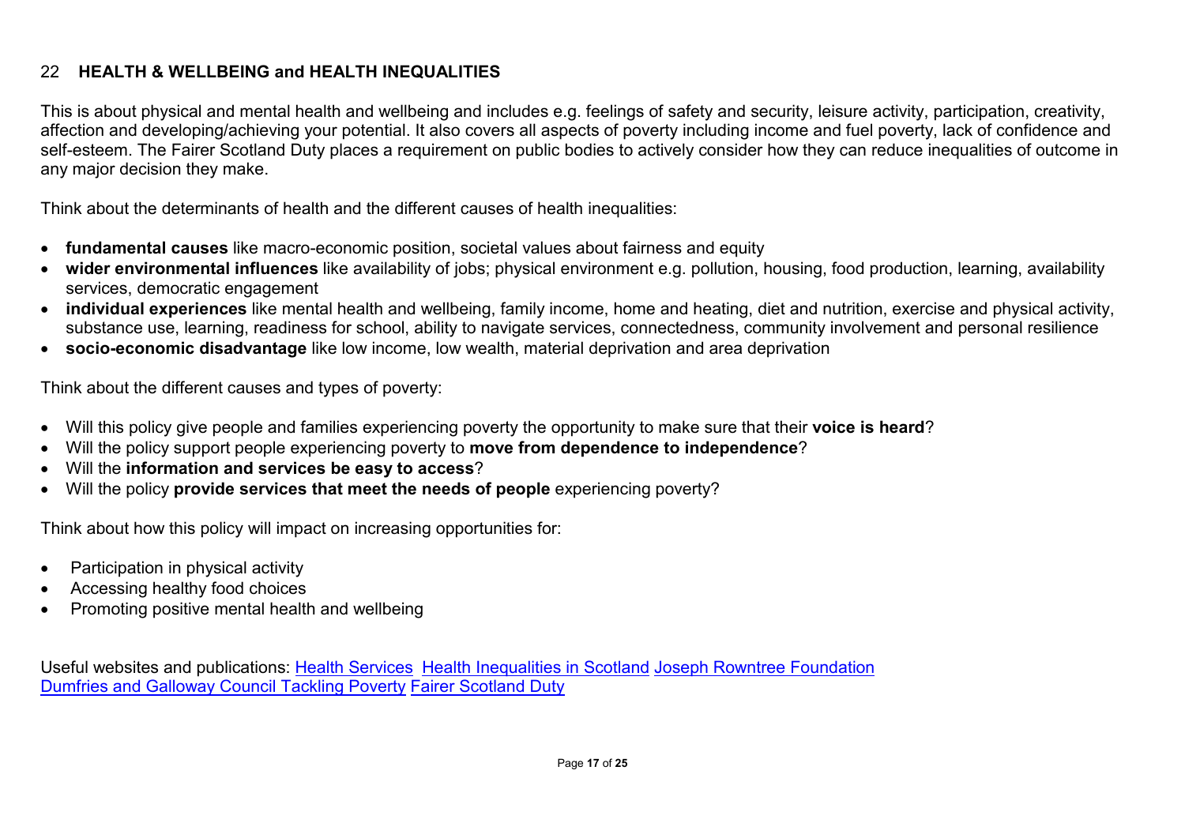## 22 HEALTH & WELLBEING and HEALTH INEQUALITIES

This is about physical and mental health and wellbeing and includes e.g. feelings of safety and security, leisure activity, participation, creativity, affection and developing/achieving your potential. It also covers all aspects of poverty including income and fuel poverty, lack of confidence and self-esteem. The Fairer Scotland Duty places a requirement on public bodies to actively consider how they can reduce inequalities of outcome in any major decision they make.

Think about the determinants of health and the different causes of health inequalities:

- **fundamental causes** like macro-economic position, societal values about fairness and equity
- **wider environmental influences** like availability of jobs; physical environment e.g. pollution, housing, food production, learning, availability services, democratic engagement
- **individual experiences** like mental health and wellbeing, family income, home and heating, diet and nutrition, exercise and physical activity, substance use, learning, readiness for school, ability to navigate services, connectedness, community involvement and personal resilience
- **socio-economic disadvantage** like low income, low wealth, material deprivation and area deprivation

Think about the different causes and types of poverty:

- Will this policy give people and families experiencing poverty the opportunity to make sure that their **voice is heard**?
- Will the policy support people experiencing poverty to **move from dependence to independence**?
- Will the **information and services be easy to access**?
- Will the policy **provide services that meet the needs of people** experiencing poverty?

Think about how this policy will impact on increasing opportunities for:

- Participation in physical activity
- Accessing healthy food choices
- Promoting positive mental health and wellbeing

Useful websites and publications: Health Services Health Inequalities in Scotland Joseph Rowntree Foundation
Dumfries and Galloway Council Tackling Poverty Fairer Scotland Duty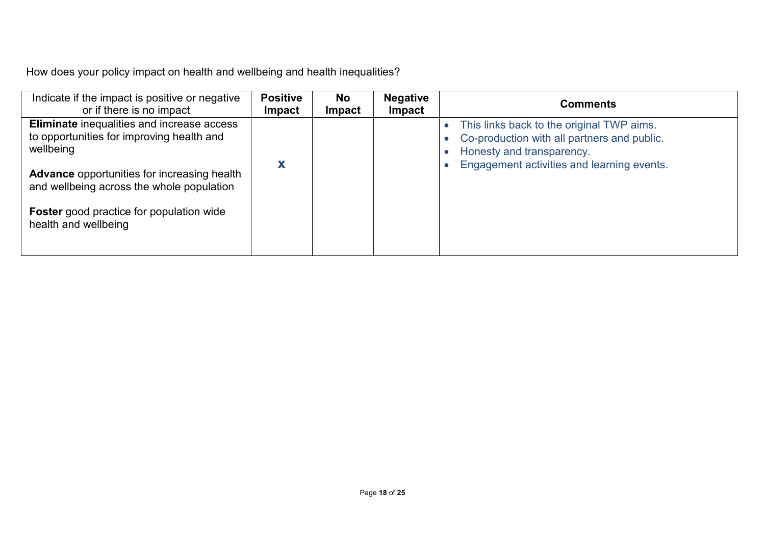How does your policy impact on health and wellbeing and health inequalities?

| Indicate if the impact is positive or negative or if there is no impact | Positive Impact | No Impact | Negative Impact | Comments |
|---|---|---|---|---|
| **Eliminate** inequalities and increase access to opportunities for improving health and wellbeing<br><br>**Advance** opportunities for increasing health and wellbeing across the whole population<br><br>**Foster** good practice for population wide health and wellbeing | X | | | • This links back to the original TWP aims.<br>• Co-production with all partners and public.<br>• Honesty and transparency.<br>• Engagement activities and learning events. |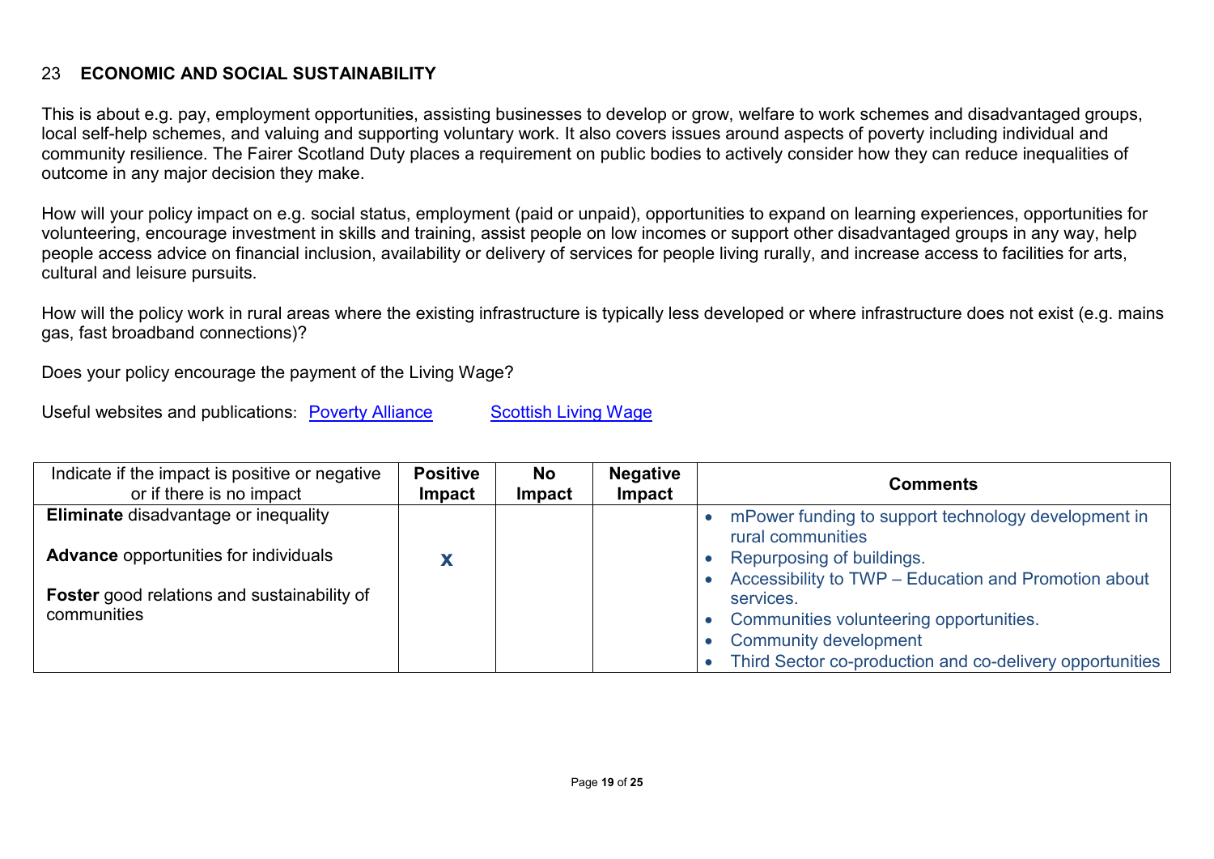## 23 ECONOMIC AND SOCIAL SUSTAINABILITY

This is about e.g. pay, employment opportunities, assisting businesses to develop or grow, welfare to work schemes and disadvantaged groups, local self-help schemes, and valuing and supporting voluntary work. It also covers issues around aspects of poverty including individual and community resilience. The Fairer Scotland Duty places a requirement on public bodies to actively consider how they can reduce inequalities of outcome in any major decision they make.

How will your policy impact on e.g. social status, employment (paid or unpaid), opportunities to expand on learning experiences, opportunities for volunteering, encourage investment in skills and training, assist people on low incomes or support other disadvantaged groups in any way, help people access advice on financial inclusion, availability or delivery of services for people living rurally, and increase access to facilities for arts, cultural and leisure pursuits.

How will the policy work in rural areas where the existing infrastructure is typically less developed or where infrastructure does not exist (e.g. mains gas, fast broadband connections)?

Does your policy encourage the payment of the Living Wage?

Useful websites and publications: Poverty Alliance Scottish Living Wage

| Indicate if the impact is positive or negative or if there is no impact | Positive Impact | No Impact | Negative Impact | Comments |
|---|---|---|---|---|
| **Eliminate** disadvantage or inequality<br><br>**Advance** opportunities for individuals<br><br>**Foster** good relations and sustainability of communities | X | | | • mPower funding to support technology development in rural communities<br>• Repurposing of buildings.<br>• Accessibility to TWP – Education and Promotion about services.<br>• Communities volunteering opportunities.<br>• Community development<br>• Third Sector co-production and co-delivery opportunities |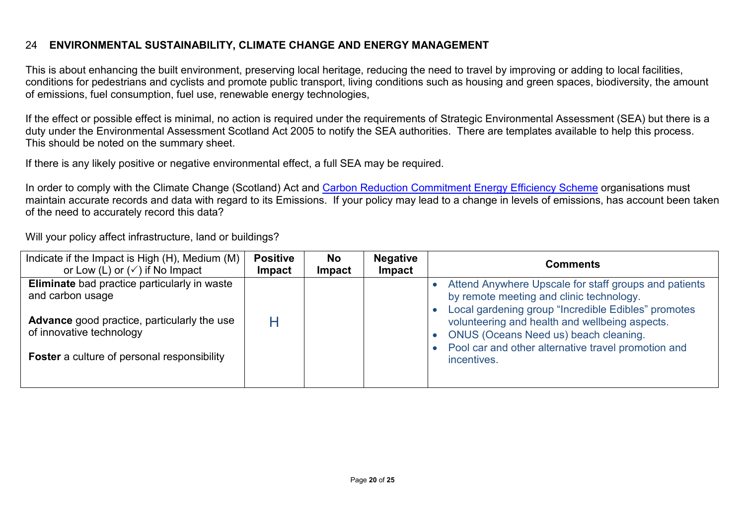## 24 ENVIRONMENTAL SUSTAINABILITY, CLIMATE CHANGE AND ENERGY MANAGEMENT

This is about enhancing the built environment, preserving local heritage, reducing the need to travel by improving or adding to local facilities, conditions for pedestrians and cyclists and promote public transport, living conditions such as housing and green spaces, biodiversity, the amount of emissions, fuel consumption, fuel use, renewable energy technologies,

If the effect or possible effect is minimal, no action is required under the requirements of Strategic Environmental Assessment (SEA) but there is a duty under the Environmental Assessment Scotland Act 2005 to notify the SEA authorities. There are templates available to help this process. This should be noted on the summary sheet.

If there is any likely positive or negative environmental effect, a full SEA may be required.

In order to comply with the Climate Change (Scotland) Act and Carbon Reduction Commitment Energy Efficiency Scheme organisations must maintain accurate records and data with regard to its Emissions. If your policy may lead to a change in levels of emissions, has account been taken of the need to accurately record this data?

Will your policy affect infrastructure, land or buildings?

| Indicate if the Impact is High (H), Medium (M) or Low (L) or (✓) if No Impact | Positive Impact | No Impact | Negative Impact | Comments |
|---|---|---|---|---|
| **Eliminate** bad practice particularly in waste and carbon usage<br><br>**Advance** good practice, particularly the use of innovative technology<br><br>**Foster** a culture of personal responsibility | H | | | • Attend Anywhere Upscale for staff groups and patients by remote meeting and clinic technology.<br>• Local gardening group "Incredible Edibles" promotes volunteering and health and wellbeing aspects.<br>• ONUS (Oceans Need us) beach cleaning.<br>• Pool car and other alternative travel promotion and incentives. |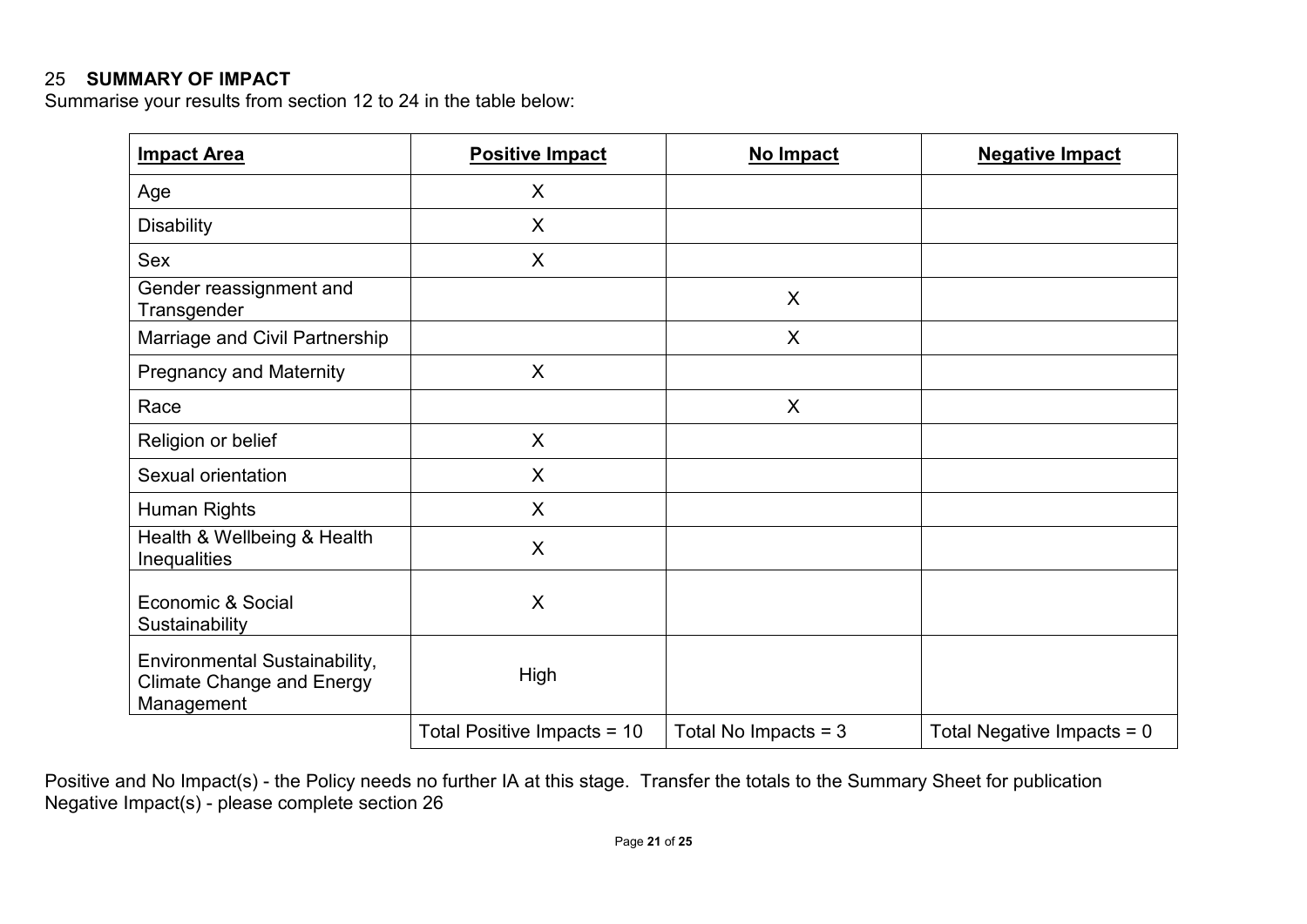## 25 SUMMARY OF IMPACT

Summarise your results from section 12 to 24 in the table below:

| Impact Area | Positive Impact | No Impact | Negative Impact |
|---|---|---|---|
| Age | X | | |
| Disability | X | | |
| Sex | X | | |
| Gender reassignment and Transgender | | X | |
| Marriage and Civil Partnership | | X | |
| Pregnancy and Maternity | X | | |
| Race | | X | |
| Religion or belief | X | | |
| Sexual orientation | X | | |
| Human Rights | X | | |
| Health & Wellbeing & Health Inequalities | X | | |
| Economic & Social Sustainability | X | | |
| Environmental Sustainability, Climate Change and Energy Management | High | | |
| | Total Positive Impacts = 10 | Total No Impacts = 3 | Total Negative Impacts = 0 |

Positive and No Impact(s) - the Policy needs no further IA at this stage. Transfer the totals to the Summary Sheet for publication
Negative Impact(s) - please complete section 26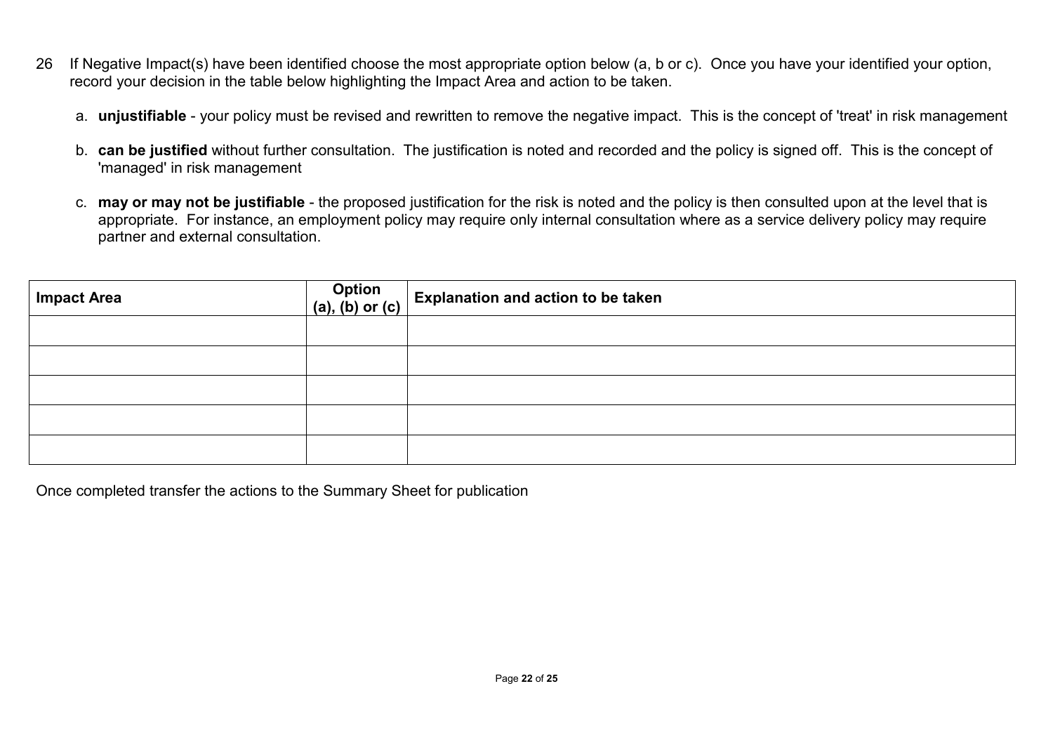26 If Negative Impact(s) have been identified choose the most appropriate option below (a, b or c). Once you have your identified your option, record your decision in the table below highlighting the Impact Area and action to be taken.

a. **unjustifiable** - your policy must be revised and rewritten to remove the negative impact. This is the concept of 'treat' in risk management

b. **can be justified** without further consultation. The justification is noted and recorded and the policy is signed off. This is the concept of 'managed' in risk management

c. **may or may not be justifiable** - the proposed justification for the risk is noted and the policy is then consulted upon at the level that is appropriate. For instance, an employment policy may require only internal consultation where as a service delivery policy may require partner and external consultation.

| **Impact Area** | **Option (a), (b) or (c)** | **Explanation and action to be taken** |
| --- | --- | --- |
| | | |
| | | |
| | | |
| | | |
| | | |

Once completed transfer the actions to the Summary Sheet for publication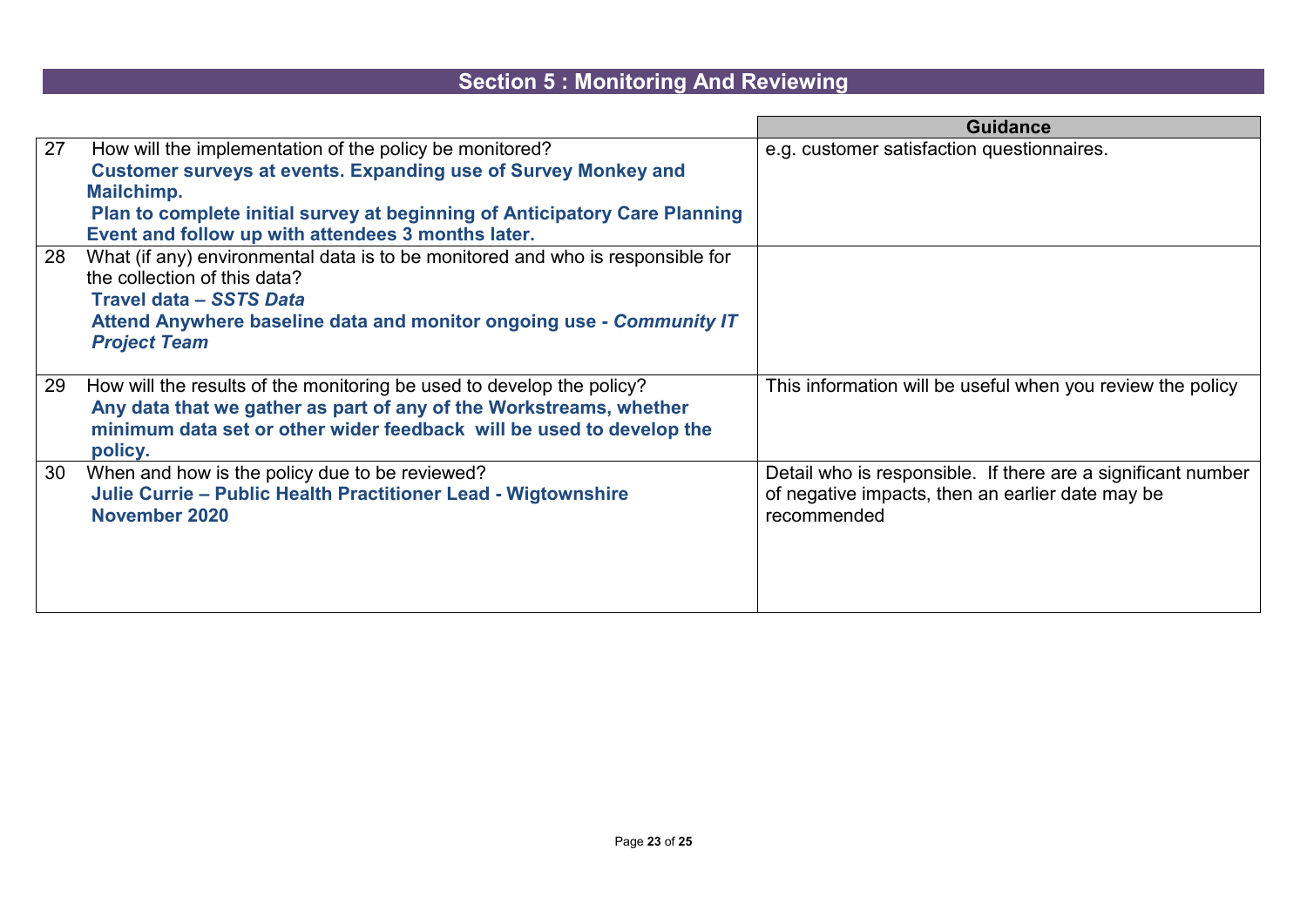## Section 5 : Monitoring And Reviewing

| | | Guidance |
|---|---|---|
| 27 | How will the implementation of the policy be monitored?<br>**Customer surveys at events. Expanding use of Survey Monkey and Mailchimp.**<br>**Plan to complete initial survey at beginning of Anticipatory Care Planning Event and follow up with attendees 3 months later.** | e.g. customer satisfaction questionnaires. |
| 28 | What (if any) environmental data is to be monitored and who is responsible for the collection of this data?<br>**Travel data – *SSTS Data***<br>**Attend Anywhere baseline data and monitor ongoing use - *Community IT Project Team*** | |
| 29 | How will the results of the monitoring be used to develop the policy?<br>**Any data that we gather as part of any of the Workstreams, whether minimum data set or other wider feedback will be used to develop the policy.** | This information will be useful when you review the policy |
| 30 | When and how is the policy due to be reviewed?<br>**Julie Currie – Public Health Practitioner Lead - Wigtownshire**<br>**November 2020** | Detail who is responsible. If there are a significant number of negative impacts, then an earlier date may be recommended |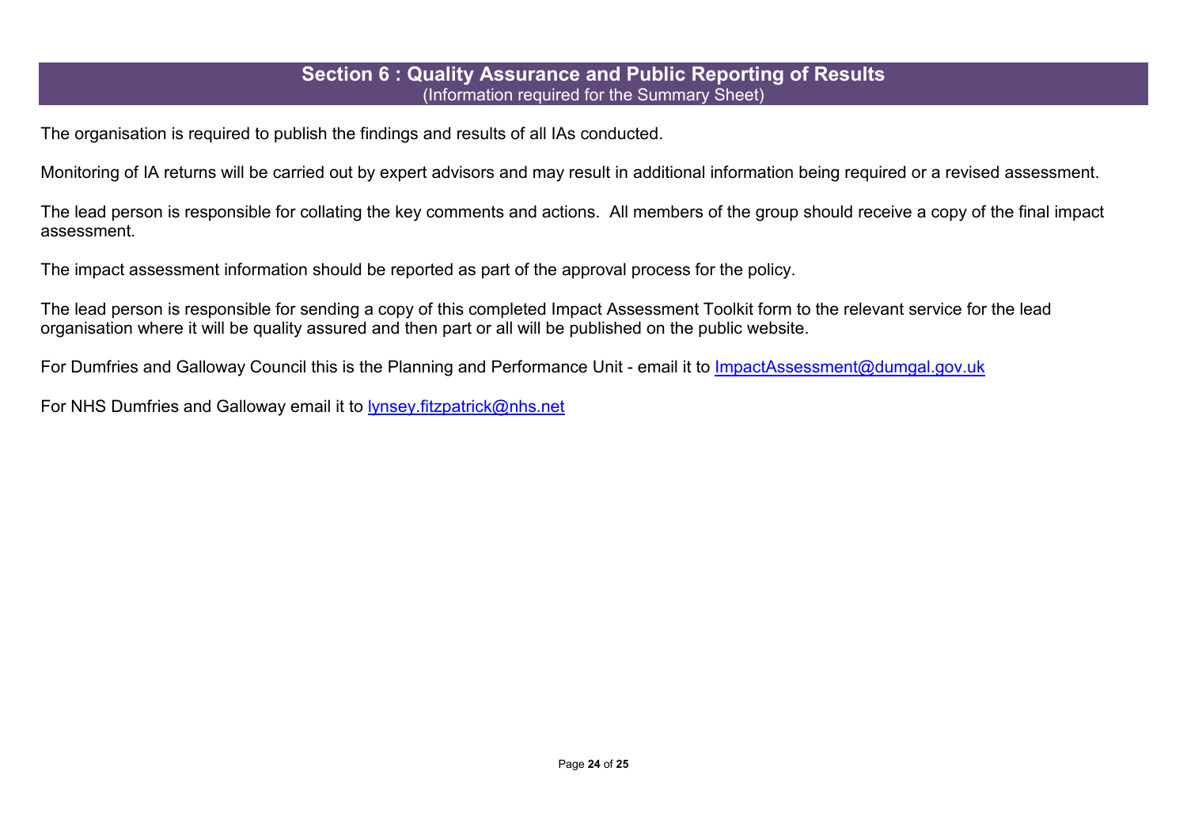## Section 6 : Quality Assurance and Public Reporting of Results

(Information required for the Summary Sheet)

The organisation is required to publish the findings and results of all IAs conducted.

Monitoring of IA returns will be carried out by expert advisors and may result in additional information being required or a revised assessment.

The lead person is responsible for collating the key comments and actions. All members of the group should receive a copy of the final impact assessment.

The impact assessment information should be reported as part of the approval process for the policy.

The lead person is responsible for sending a copy of this completed Impact Assessment Toolkit form to the relevant service for the lead organisation where it will be quality assured and then part or all will be published on the public website.

For Dumfries and Galloway Council this is the Planning and Performance Unit - email it to ImpactAssessment@dumgal.gov.uk

For NHS Dumfries and Galloway email it to lynsey.fitzpatrick@nhs.net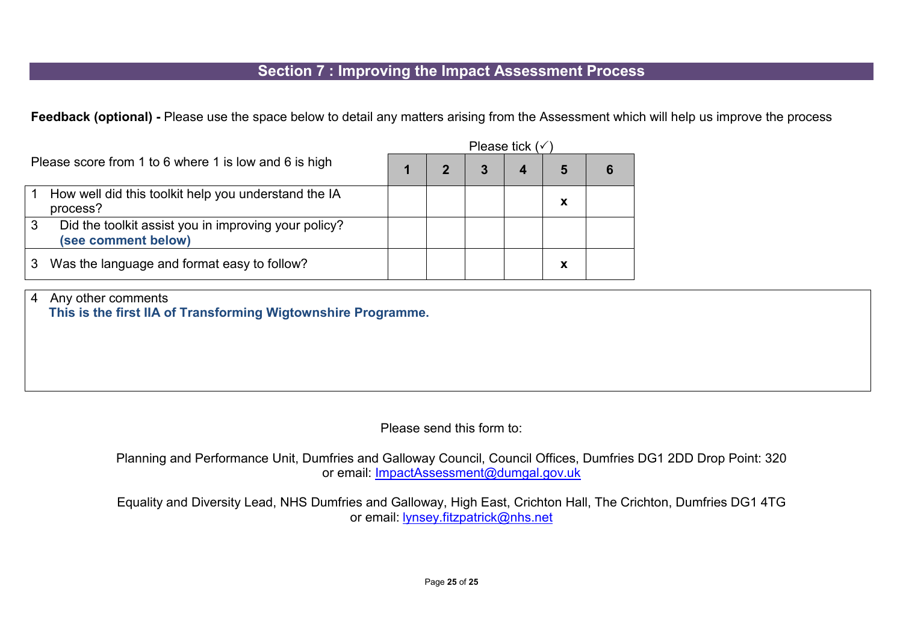## Section 7 : Improving the Impact Assessment Process

**Feedback (optional) -** Please use the space below to detail any matters arising from the Assessment which will help us improve the process

| Please score from 1 to 6 where 1 is low and 6 is high | 1 | 2 | 3 | 4 | 5 | 6 |
|---|---|---|---|---|---|---|
| 1 How well did this toolkit help you understand the IA process? | | | | | x | |
| 3 Did the toolkit assist you in improving your policy? **(see comment below)** | | | | | | |
| 3 Was the language and format easy to follow? | | | | | x | |

Please tick (✓)

4 Any other comments

**This is the first IIA of Transforming Wigtownshire Programme.**

Please send this form to:

Planning and Performance Unit, Dumfries and Galloway Council, Council Offices, Dumfries DG1 2DD Drop Point: 320
or email: ImpactAssessment@dumgal.gov.uk

Equality and Diversity Lead, NHS Dumfries and Galloway, High East, Crichton Hall, The Crichton, Dumfries DG1 4TG
or email: lynsey.fitzpatrick@nhs.net